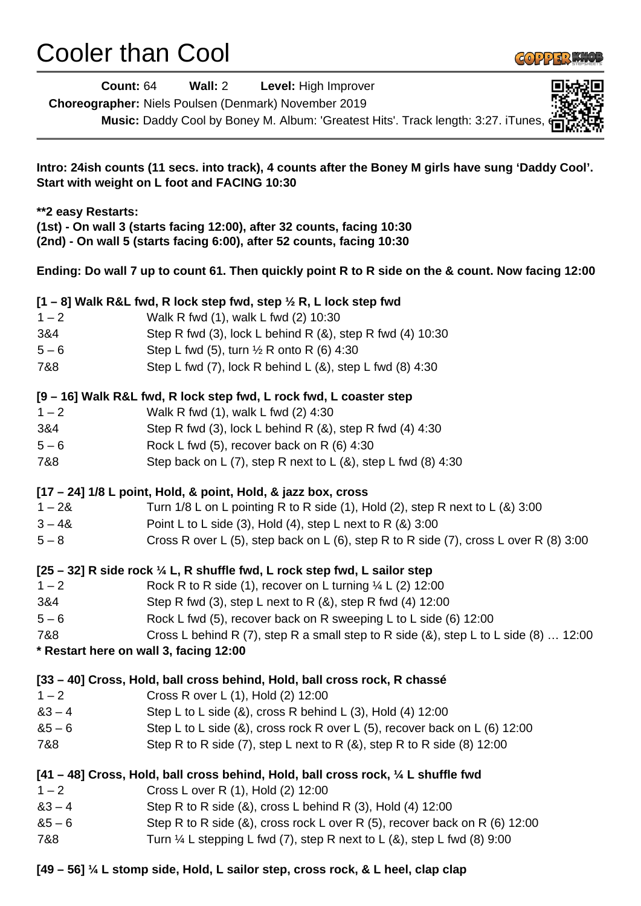# Cooler than Cool

**Count:** 64 **Wall:** 2 **Level:** High Improver

**Choreographer:** Niels Poulsen (Denmark) November 2019

**Music:** Daddy Cool by Boney M. Album: 'Greatest Hits'. Track length: 3:27. iTunes, e

**Intro: 24ish counts (11 secs. into track), 4 counts after the Boney M girls have sung 'Daddy Cool'. Start with weight on L foot and FACING 10:30**

**\*\*2 easy Restarts:**
**(1st) - On wall 3 (starts facing 12:00), after 32 counts, facing 10:30**
**(2nd) - On wall 5 (starts facing 6:00), after 52 counts, facing 10:30**

**Ending: Do wall 7 up to count 61. Then quickly point R to R side on the & count. Now facing 12:00**

**[1 – 8] Walk R&L fwd, R lock step fwd, step ½ R, L lock step fwd**

| | |
|---|---|
| 1 – 2 | Walk R fwd (1), walk L fwd (2) 10:30 |
| 3&4 | Step R fwd (3), lock L behind R (&), step R fwd (4) 10:30 |
| 5 – 6 | Step L fwd (5), turn ½ R onto R (6) 4:30 |
| 7&8 | Step L fwd (7), lock R behind L (&), step L fwd (8) 4:30 |

**[9 – 16] Walk R&L fwd, R lock step fwd, L rock fwd, L coaster step**

| | |
|---|---|
| 1 – 2 | Walk R fwd (1), walk L fwd (2) 4:30 |
| 3&4 | Step R fwd (3), lock L behind R (&), step R fwd (4) 4:30 |
| 5 – 6 | Rock L fwd (5), recover back on R (6) 4:30 |
| 7&8 | Step back on L (7), step R next to L (&), step L fwd (8) 4:30 |

**[17 – 24] 1/8 L point, Hold, & point, Hold, & jazz box, cross**

| | |
|---|---|
| 1 – 2& | Turn 1/8 L on L pointing R to R side (1), Hold (2), step R next to L (&) 3:00 |
| 3 – 4& | Point L to L side (3), Hold (4), step L next to R (&) 3:00 |
| 5 – 8 | Cross R over L (5), step back on L (6), step R to R side (7), cross L over R (8) 3:00 |

**[25 – 32] R side rock ¼ L, R shuffle fwd, L rock step fwd, L sailor step**

| | |
|---|---|
| 1 – 2 | Rock R to R side (1), recover on L turning ¼ L (2) 12:00 |
| 3&4 | Step R fwd (3), step L next to R (&), step R fwd (4) 12:00 |
| 5 – 6 | Rock L fwd (5), recover back on R sweeping L to L side (6) 12:00 |
| 7&8 | Cross L behind R (7), step R a small step to R side (&), step L to L side (8) … 12:00 |

**\* Restart here on wall 3, facing 12:00**

**[33 – 40] Cross, Hold, ball cross behind, Hold, ball cross rock, R chassé**

| | |
|---|---|
| 1 – 2 | Cross R over L (1), Hold (2) 12:00 |
| &3 – 4 | Step L to L side (&), cross R behind L (3), Hold (4) 12:00 |
| &5 – 6 | Step L to L side (&), cross rock R over L (5), recover back on L (6) 12:00 |
| 7&8 | Step R to R side (7), step L next to R (&), step R to R side (8) 12:00 |

**[41 – 48] Cross, Hold, ball cross behind, Hold, ball cross rock, ¼ L shuffle fwd**

| | |
|---|---|
| 1 – 2 | Cross L over R (1), Hold (2) 12:00 |
| &3 – 4 | Step R to R side (&), cross L behind R (3), Hold (4) 12:00 |
| &5 – 6 | Step R to R side (&), cross rock L over R (5), recover back on R (6) 12:00 |
| 7&8 | Turn ¼ L stepping L fwd (7), step R next to L (&), step L fwd (8) 9:00 |

**[49 – 56] ¼ L stomp side, Hold, L sailor step, cross rock, & L heel, clap clap**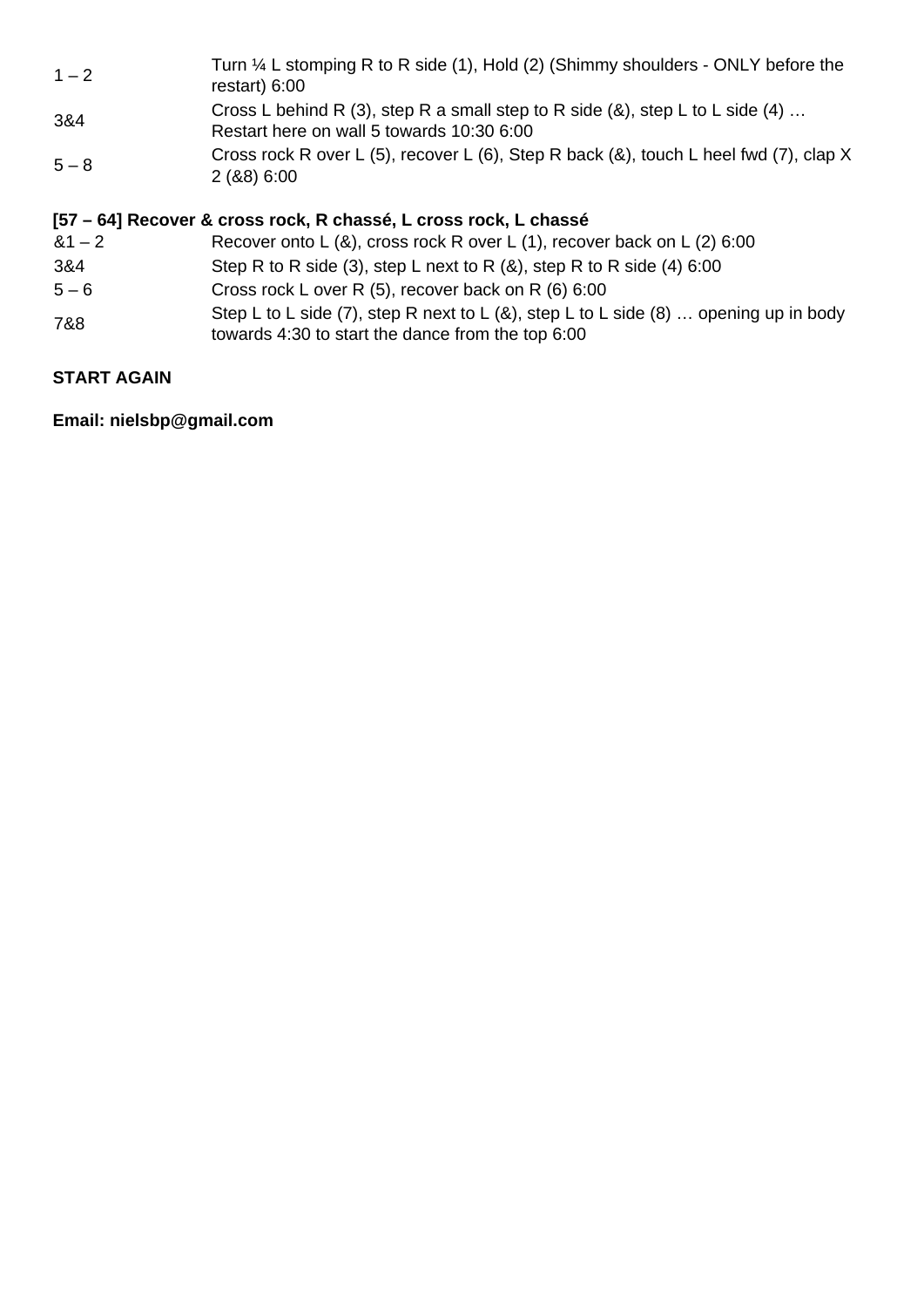| | |
|---|---|
| 1 – 2 | Turn ¼ L stomping R to R side (1), Hold (2) (Shimmy shoulders - ONLY before the restart) 6:00 |
| 3&4 | Cross L behind R (3), step R a small step to R side (&), step L to L side (4) … Restart here on wall 5 towards 10:30 6:00 |
| 5 – 8 | Cross rock R over L (5), recover L (6), Step R back (&), touch L heel fwd (7), clap X 2 (&8) 6:00 |

**[57 – 64] Recover & cross rock, R chassé, L cross rock, L chassé**

| | |
|---|---|
| &1 – 2 | Recover onto L (&), cross rock R over L (1), recover back on L (2) 6:00 |
| 3&4 | Step R to R side (3), step L next to R (&), step R to R side (4) 6:00 |
| 5 – 6 | Cross rock L over R (5), recover back on R (6) 6:00 |
| 7&8 | Step L to L side (7), step R next to L (&), step L to L side (8) … opening up in body towards 4:30 to start the dance from the top 6:00 |

**START AGAIN**

**Email: nielsbp@gmail.com**